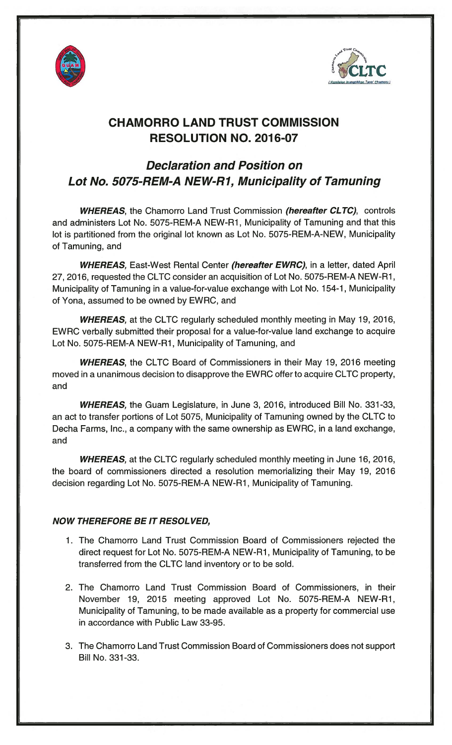# CHAMORRO LAND TRUST COMMISSION
# RESOLUTION NO. 2016-07

## *Declaration and Position on Lot No. 5075-REM-A NEW-R1, Municipality of Tamuning*

***WHEREAS***, the Chamorro Land Trust Commission ***(hereafter CLTC)***, controls and administers Lot No. 5075-REM-A NEW-R1, Municipality of Tamuning and that this lot is partitioned from the original lot known as Lot No. 5075-REM-A-NEW, Municipality of Tamuning, and

***WHEREAS,*** East-West Rental Center ***(hereafter EWRC)***, in a letter, dated April 27, 2016, requested the CLTC consider an acquisition of Lot No. 5075-REM-A NEW-R1, Municipality of Tamuning in a value-for-value exchange with Lot No. 154-1, Municipality of Yona, assumed to be owned by EWRC, and

***WHEREAS,*** at the CLTC regularly scheduled monthly meeting in May 19, 2016, EWRC verbally submitted their proposal for a value-for-value land exchange to acquire Lot No. 5075-REM-A NEW-R1, Municipality of Tamuning, and

***WHEREAS***, the CLTC Board of Commissioners in their May 19, 2016 meeting moved in a unanimous decision to disapprove the EWRC offer to acquire CLTC property, and

***WHEREAS,*** the Guam Legislature, in June 3, 2016, introduced Bill No. 331-33, an act to transfer portions of Lot 5075, Municipality of Tamuning owned by the CLTC to Decha Farms, Inc., a company with the same ownership as EWRC, in a land exchange, and

***WHEREAS,*** at the CLTC regularly scheduled monthly meeting in June 16, 2016, the board of commissioners directed a resolution memorializing their May 19, 2016 decision regarding Lot No. 5075-REM-A NEW-R1, Municipality of Tamuning.

***NOW THEREFORE BE IT RESOLVED,***

1. The Chamorro Land Trust Commission Board of Commissioners rejected the direct request for Lot No. 5075-REM-A NEW-R1, Municipality of Tamuning, to be transferred from the CLTC land inventory or to be sold.

2. The Chamorro Land Trust Commission Board of Commissioners, in their November 19, 2015 meeting approved Lot No. 5075-REM-A NEW-R1, Municipality of Tamuning, to be made available as a property for commercial use in accordance with Public Law 33-95.

3. The Chamorro Land Trust Commission Board of Commissioners does not support Bill No. 331-33.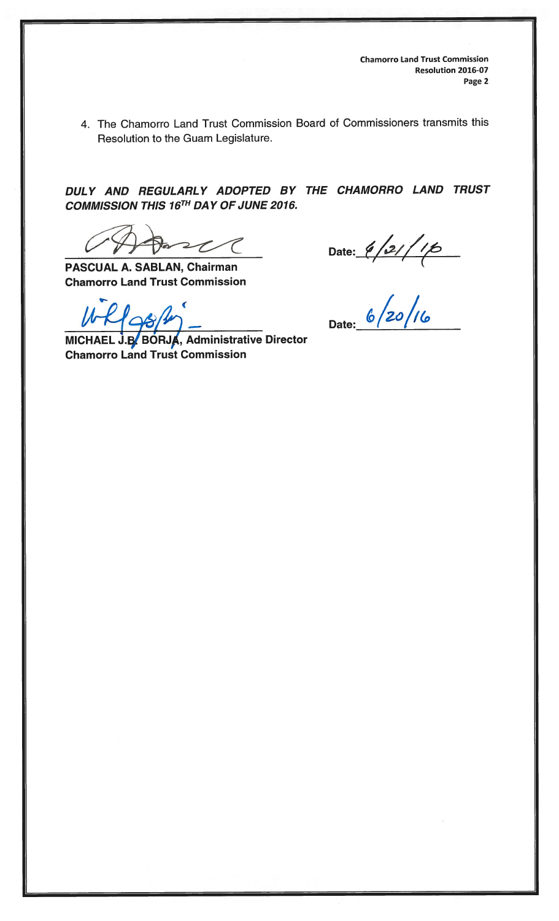4. The Chamorro Land Trust Commission Board of Commissioners transmits this Resolution to the Guam Legislature.

***DULY AND REGULARLY ADOPTED BY THE CHAMORRO LAND TRUST COMMISSION THIS 16TH DAY OF JUNE 2016.***

**PASCUAL A. SABLAN, Chairman**
**Chamorro Land Trust Commission**

Date: 6/21/16

**MICHAEL J.B. BORJA, Administrative Director**
**Chamorro Land Trust Commission**

Date: 6/20/16